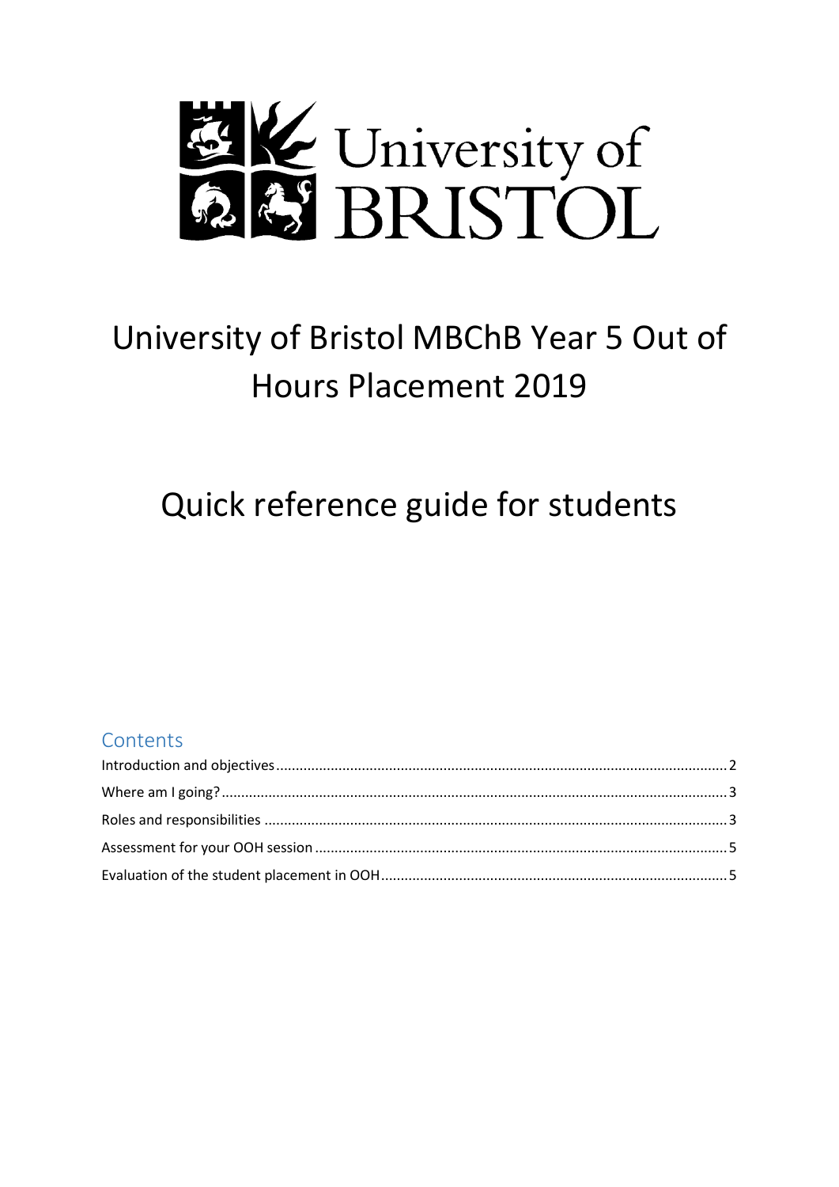# University of Bristol MBChB Year 5 Out of Hours Placement 2019

# Quick reference guide for students

## Contents

Introduction and objectives .......... 2

Where am I going? .......... 3

Roles and responsibilities .......... 3

Assessment for your OOH session .......... 5

Evaluation of the student placement in OOH .......... 5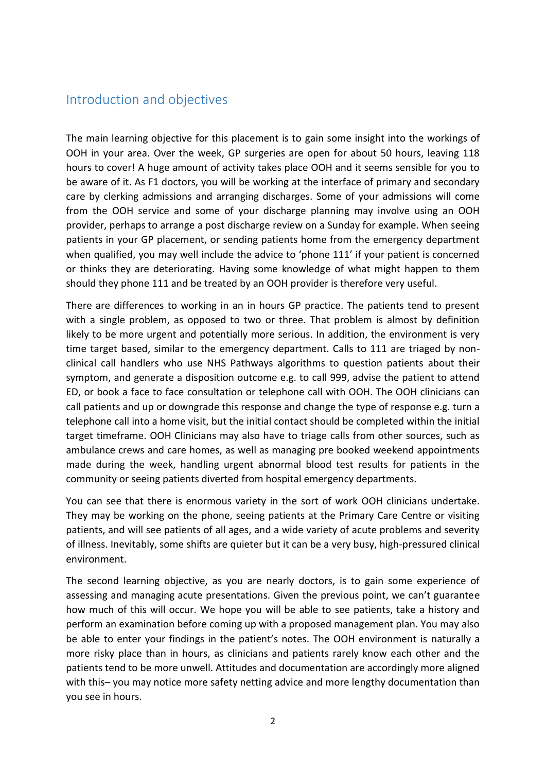## Introduction and objectives

The main learning objective for this placement is to gain some insight into the workings of OOH in your area. Over the week, GP surgeries are open for about 50 hours, leaving 118 hours to cover! A huge amount of activity takes place OOH and it seems sensible for you to be aware of it. As F1 doctors, you will be working at the interface of primary and secondary care by clerking admissions and arranging discharges. Some of your admissions will come from the OOH service and some of your discharge planning may involve using an OOH provider, perhaps to arrange a post discharge review on a Sunday for example. When seeing patients in your GP placement, or sending patients home from the emergency department when qualified, you may well include the advice to 'phone 111' if your patient is concerned or thinks they are deteriorating. Having some knowledge of what might happen to them should they phone 111 and be treated by an OOH provider is therefore very useful.

There are differences to working in an in hours GP practice. The patients tend to present with a single problem, as opposed to two or three. That problem is almost by definition likely to be more urgent and potentially more serious. In addition, the environment is very time target based, similar to the emergency department. Calls to 111 are triaged by non-clinical call handlers who use NHS Pathways algorithms to question patients about their symptom, and generate a disposition outcome e.g. to call 999, advise the patient to attend ED, or book a face to face consultation or telephone call with OOH. The OOH clinicians can call patients and up or downgrade this response and change the type of response e.g. turn a telephone call into a home visit, but the initial contact should be completed within the initial target timeframe. OOH Clinicians may also have to triage calls from other sources, such as ambulance crews and care homes, as well as managing pre booked weekend appointments made during the week, handling urgent abnormal blood test results for patients in the community or seeing patients diverted from hospital emergency departments.

You can see that there is enormous variety in the sort of work OOH clinicians undertake. They may be working on the phone, seeing patients at the Primary Care Centre or visiting patients, and will see patients of all ages, and a wide variety of acute problems and severity of illness. Inevitably, some shifts are quieter but it can be a very busy, high-pressured clinical environment.

The second learning objective, as you are nearly doctors, is to gain some experience of assessing and managing acute presentations. Given the previous point, we can't guarantee how much of this will occur. We hope you will be able to see patients, take a history and perform an examination before coming up with a proposed management plan. You may also be able to enter your findings in the patient's notes. The OOH environment is naturally a more risky place than in hours, as clinicians and patients rarely know each other and the patients tend to be more unwell. Attitudes and documentation are accordingly more aligned with this– you may notice more safety netting advice and more lengthy documentation than you see in hours.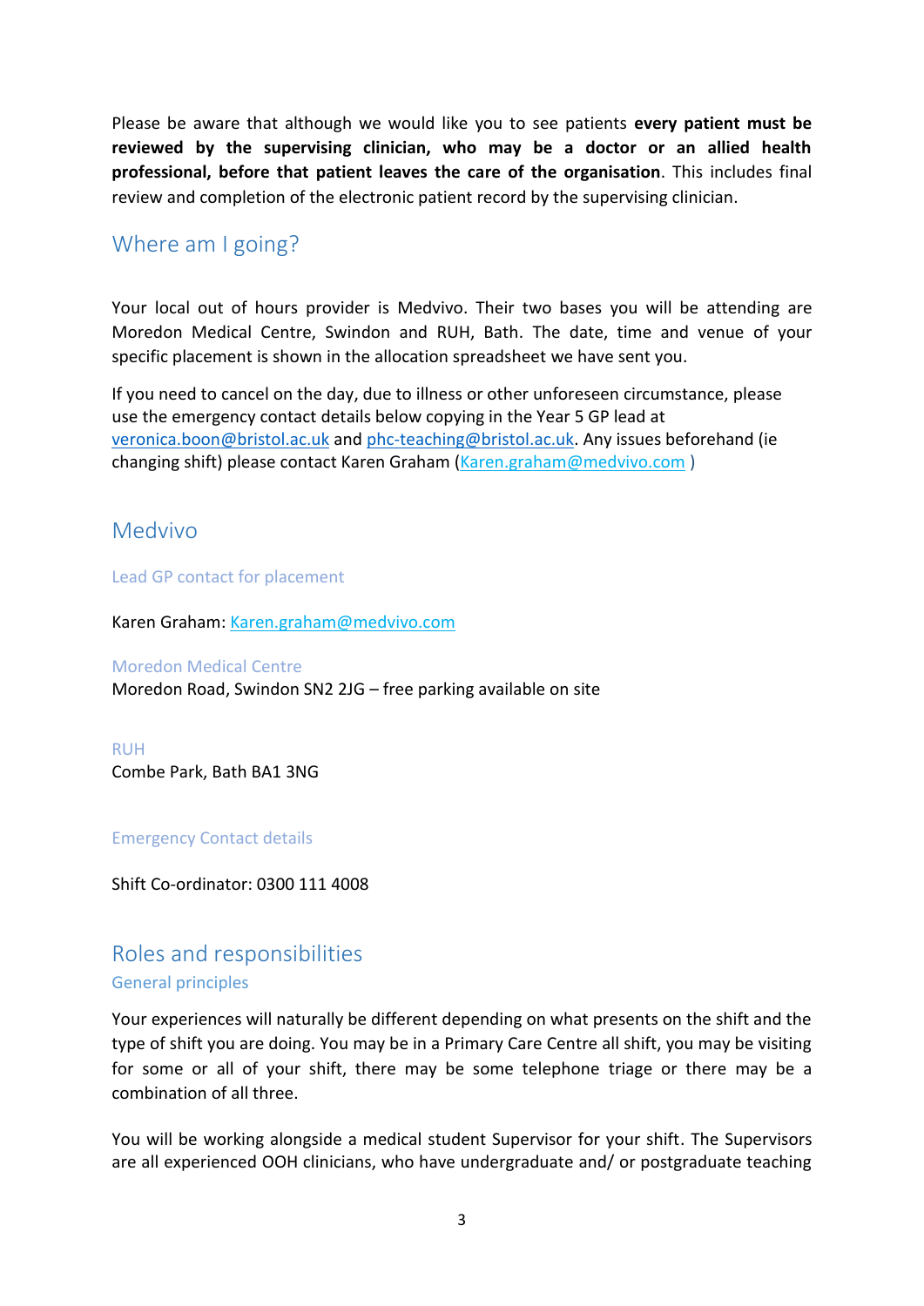Please be aware that although we would like you to see patients **every patient must be reviewed by the supervising clinician, who may be a doctor or an allied health professional, before that patient leaves the care of the organisation**. This includes final review and completion of the electronic patient record by the supervising clinician.

## Where am I going?

Your local out of hours provider is Medvivo. Their two bases you will be attending are Moredon Medical Centre, Swindon and RUH, Bath. The date, time and venue of your specific placement is shown in the allocation spreadsheet we have sent you.

If you need to cancel on the day, due to illness or other unforeseen circumstance, please use the emergency contact details below copying in the Year 5 GP lead at veronica.boon@bristol.ac.uk and phc-teaching@bristol.ac.uk. Any issues beforehand (ie changing shift) please contact Karen Graham (Karen.graham@medvivo.com )

## Medvivo

### Lead GP contact for placement

Karen Graham: Karen.graham@medvivo.com

### Moredon Medical Centre

Moredon Road, Swindon SN2 2JG – free parking available on site

### RUH

Combe Park, Bath BA1 3NG

### Emergency Contact details

Shift Co-ordinator: 0300 111 4008

## Roles and responsibilities

### General principles

Your experiences will naturally be different depending on what presents on the shift and the type of shift you are doing. You may be in a Primary Care Centre all shift, you may be visiting for some or all of your shift, there may be some telephone triage or there may be a combination of all three.

You will be working alongside a medical student Supervisor for your shift. The Supervisors are all experienced OOH clinicians, who have undergraduate and/ or postgraduate teaching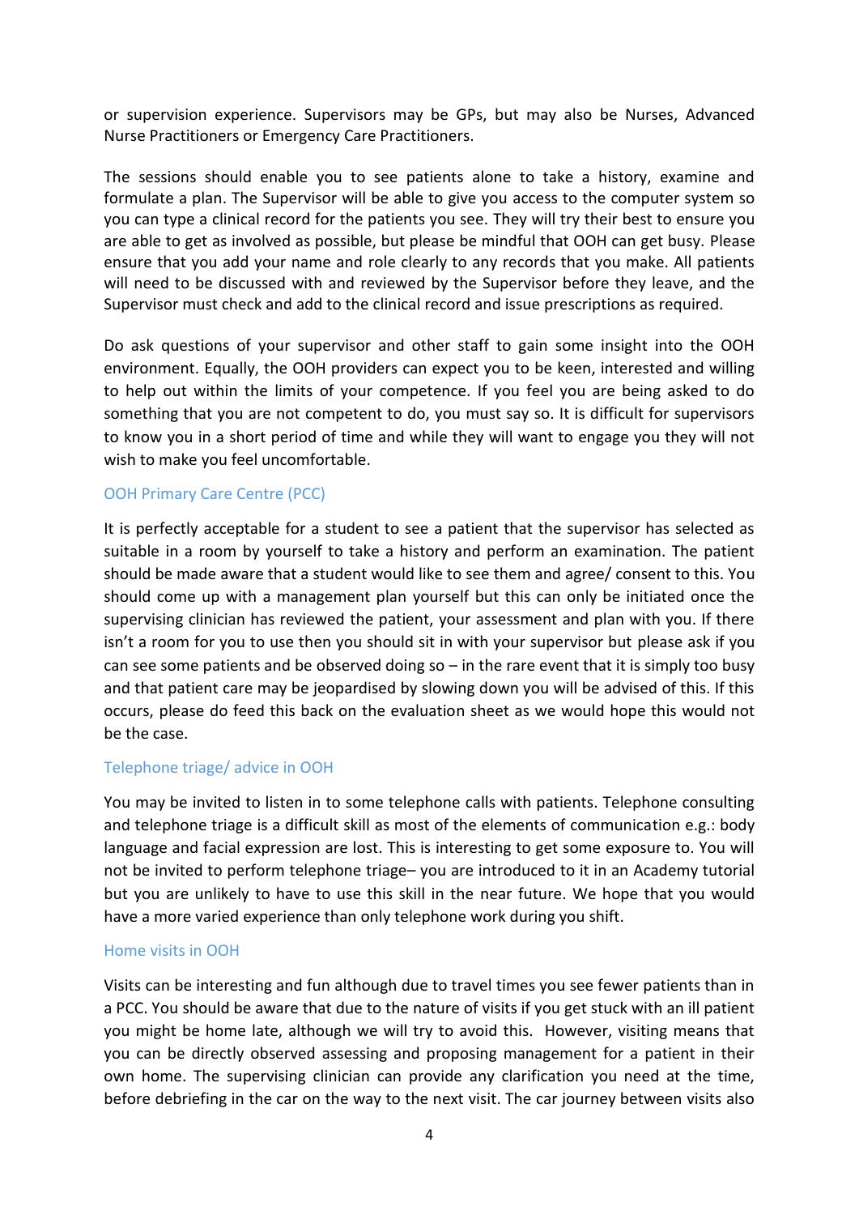or supervision experience. Supervisors may be GPs, but may also be Nurses, Advanced Nurse Practitioners or Emergency Care Practitioners.

The sessions should enable you to see patients alone to take a history, examine and formulate a plan. The Supervisor will be able to give you access to the computer system so you can type a clinical record for the patients you see. They will try their best to ensure you are able to get as involved as possible, but please be mindful that OOH can get busy. Please ensure that you add your name and role clearly to any records that you make. All patients will need to be discussed with and reviewed by the Supervisor before they leave, and the Supervisor must check and add to the clinical record and issue prescriptions as required.

Do ask questions of your supervisor and other staff to gain some insight into the OOH environment. Equally, the OOH providers can expect you to be keen, interested and willing to help out within the limits of your competence. If you feel you are being asked to do something that you are not competent to do, you must say so. It is difficult for supervisors to know you in a short period of time and while they will want to engage you they will not wish to make you feel uncomfortable.

### OOH Primary Care Centre (PCC)

It is perfectly acceptable for a student to see a patient that the supervisor has selected as suitable in a room by yourself to take a history and perform an examination. The patient should be made aware that a student would like to see them and agree/ consent to this. You should come up with a management plan yourself but this can only be initiated once the supervising clinician has reviewed the patient, your assessment and plan with you. If there isn't a room for you to use then you should sit in with your supervisor but please ask if you can see some patients and be observed doing so – in the rare event that it is simply too busy and that patient care may be jeopardised by slowing down you will be advised of this. If this occurs, please do feed this back on the evaluation sheet as we would hope this would not be the case.

### Telephone triage/ advice in OOH

You may be invited to listen in to some telephone calls with patients. Telephone consulting and telephone triage is a difficult skill as most of the elements of communication e.g.: body language and facial expression are lost. This is interesting to get some exposure to. You will not be invited to perform telephone triage– you are introduced to it in an Academy tutorial but you are unlikely to have to use this skill in the near future. We hope that you would have a more varied experience than only telephone work during you shift.

### Home visits in OOH

Visits can be interesting and fun although due to travel times you see fewer patients than in a PCC. You should be aware that due to the nature of visits if you get stuck with an ill patient you might be home late, although we will try to avoid this. However, visiting means that you can be directly observed assessing and proposing management for a patient in their own home. The supervising clinician can provide any clarification you need at the time, before debriefing in the car on the way to the next visit. The car journey between visits also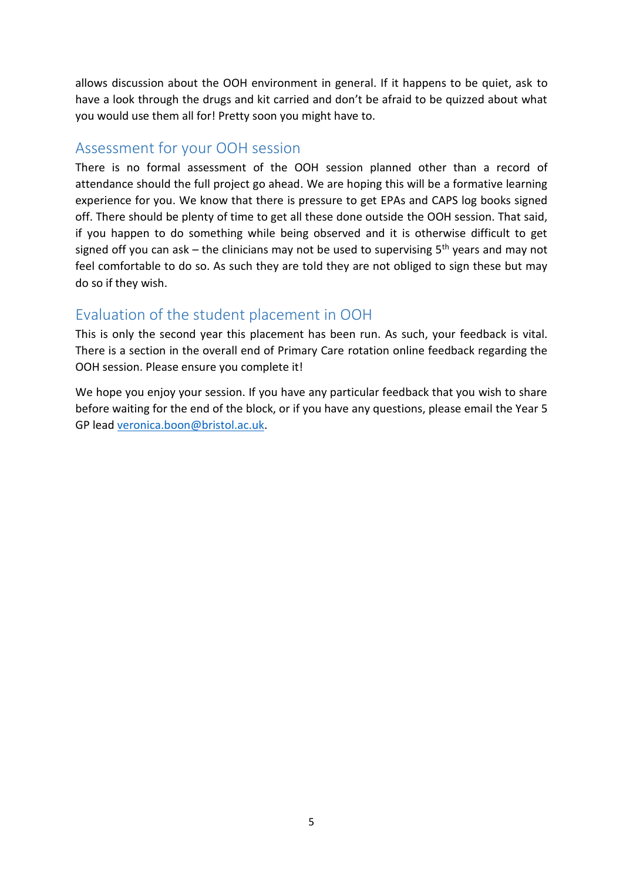allows discussion about the OOH environment in general. If it happens to be quiet, ask to have a look through the drugs and kit carried and don't be afraid to be quizzed about what you would use them all for! Pretty soon you might have to.

## Assessment for your OOH session

There is no formal assessment of the OOH session planned other than a record of attendance should the full project go ahead. We are hoping this will be a formative learning experience for you. We know that there is pressure to get EPAs and CAPS log books signed off. There should be plenty of time to get all these done outside the OOH session. That said, if you happen to do something while being observed and it is otherwise difficult to get signed off you can ask – the clinicians may not be used to supervising 5th years and may not feel comfortable to do so. As such they are told they are not obliged to sign these but may do so if they wish.

## Evaluation of the student placement in OOH

This is only the second year this placement has been run. As such, your feedback is vital. There is a section in the overall end of Primary Care rotation online feedback regarding the OOH session. Please ensure you complete it!

We hope you enjoy your session. If you have any particular feedback that you wish to share before waiting for the end of the block, or if you have any questions, please email the Year 5 GP lead veronica.boon@bristol.ac.uk.